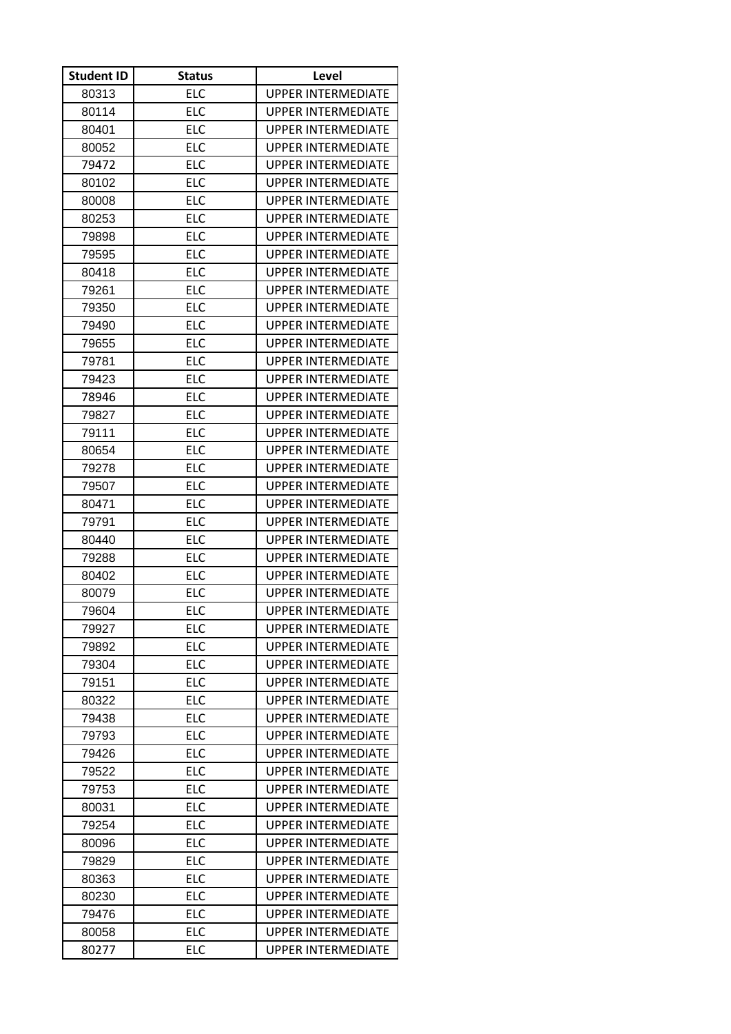| Student ID | Status | Level |
|---|---|---|
| 80313 | ELC | UPPER INTERMEDIATE |
| 80114 | ELC | UPPER INTERMEDIATE |
| 80401 | ELC | UPPER INTERMEDIATE |
| 80052 | ELC | UPPER INTERMEDIATE |
| 79472 | ELC | UPPER INTERMEDIATE |
| 80102 | ELC | UPPER INTERMEDIATE |
| 80008 | ELC | UPPER INTERMEDIATE |
| 80253 | ELC | UPPER INTERMEDIATE |
| 79898 | ELC | UPPER INTERMEDIATE |
| 79595 | ELC | UPPER INTERMEDIATE |
| 80418 | ELC | UPPER INTERMEDIATE |
| 79261 | ELC | UPPER INTERMEDIATE |
| 79350 | ELC | UPPER INTERMEDIATE |
| 79490 | ELC | UPPER INTERMEDIATE |
| 79655 | ELC | UPPER INTERMEDIATE |
| 79781 | ELC | UPPER INTERMEDIATE |
| 79423 | ELC | UPPER INTERMEDIATE |
| 78946 | ELC | UPPER INTERMEDIATE |
| 79827 | ELC | UPPER INTERMEDIATE |
| 79111 | ELC | UPPER INTERMEDIATE |
| 80654 | ELC | UPPER INTERMEDIATE |
| 79278 | ELC | UPPER INTERMEDIATE |
| 79507 | ELC | UPPER INTERMEDIATE |
| 80471 | ELC | UPPER INTERMEDIATE |
| 79791 | ELC | UPPER INTERMEDIATE |
| 80440 | ELC | UPPER INTERMEDIATE |
| 79288 | ELC | UPPER INTERMEDIATE |
| 80402 | ELC | UPPER INTERMEDIATE |
| 80079 | ELC | UPPER INTERMEDIATE |
| 79604 | ELC | UPPER INTERMEDIATE |
| 79927 | ELC | UPPER INTERMEDIATE |
| 79892 | ELC | UPPER INTERMEDIATE |
| 79304 | ELC | UPPER INTERMEDIATE |
| 79151 | ELC | UPPER INTERMEDIATE |
| 80322 | ELC | UPPER INTERMEDIATE |
| 79438 | ELC | UPPER INTERMEDIATE |
| 79793 | ELC | UPPER INTERMEDIATE |
| 79426 | ELC | UPPER INTERMEDIATE |
| 79522 | ELC | UPPER INTERMEDIATE |
| 79753 | ELC | UPPER INTERMEDIATE |
| 80031 | ELC | UPPER INTERMEDIATE |
| 79254 | ELC | UPPER INTERMEDIATE |
| 80096 | ELC | UPPER INTERMEDIATE |
| 79829 | ELC | UPPER INTERMEDIATE |
| 80363 | ELC | UPPER INTERMEDIATE |
| 80230 | ELC | UPPER INTERMEDIATE |
| 79476 | ELC | UPPER INTERMEDIATE |
| 80058 | ELC | UPPER INTERMEDIATE |
| 80277 | ELC | UPPER INTERMEDIATE |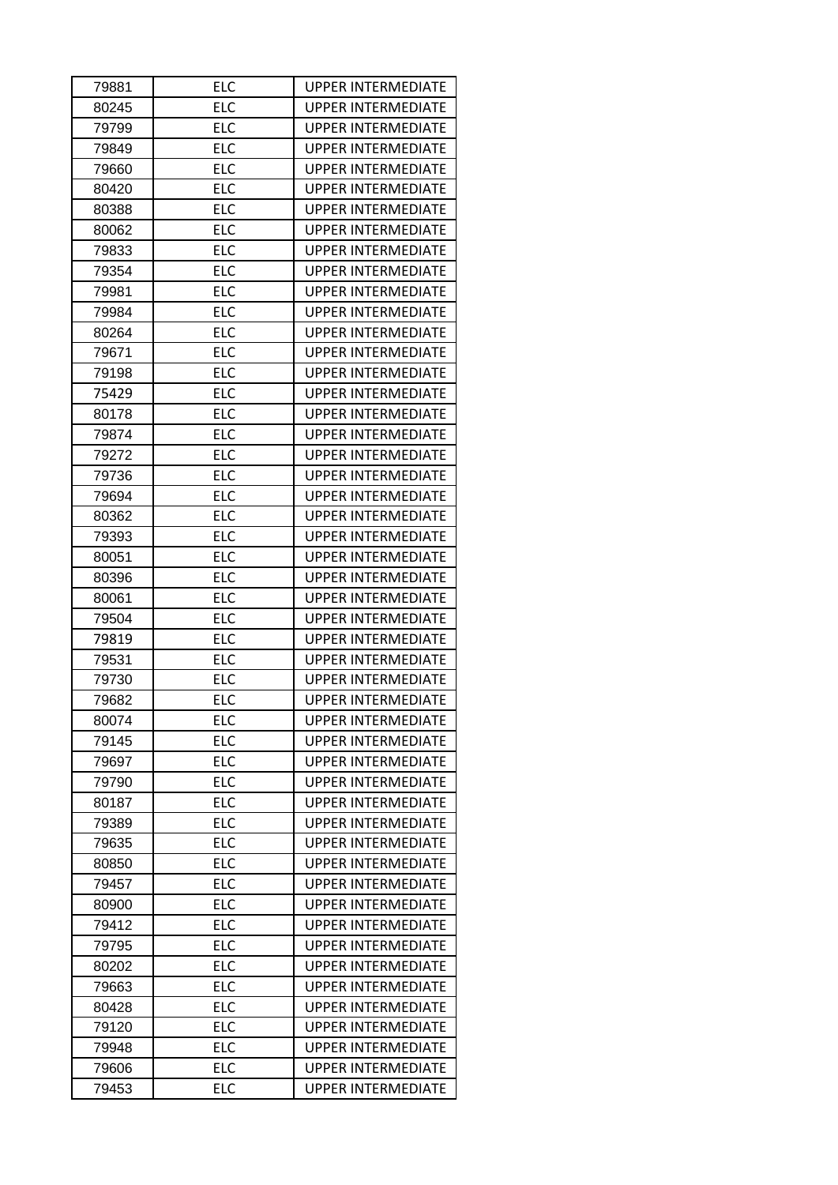| 79881 | ELC | UPPER INTERMEDIATE |
| --- | --- | --- |
| 80245 | ELC | UPPER INTERMEDIATE |
| 79799 | ELC | UPPER INTERMEDIATE |
| 79849 | ELC | UPPER INTERMEDIATE |
| 79660 | ELC | UPPER INTERMEDIATE |
| 80420 | ELC | UPPER INTERMEDIATE |
| 80388 | ELC | UPPER INTERMEDIATE |
| 80062 | ELC | UPPER INTERMEDIATE |
| 79833 | ELC | UPPER INTERMEDIATE |
| 79354 | ELC | UPPER INTERMEDIATE |
| 79981 | ELC | UPPER INTERMEDIATE |
| 79984 | ELC | UPPER INTERMEDIATE |
| 80264 | ELC | UPPER INTERMEDIATE |
| 79671 | ELC | UPPER INTERMEDIATE |
| 79198 | ELC | UPPER INTERMEDIATE |
| 75429 | ELC | UPPER INTERMEDIATE |
| 80178 | ELC | UPPER INTERMEDIATE |
| 79874 | ELC | UPPER INTERMEDIATE |
| 79272 | ELC | UPPER INTERMEDIATE |
| 79736 | ELC | UPPER INTERMEDIATE |
| 79694 | ELC | UPPER INTERMEDIATE |
| 80362 | ELC | UPPER INTERMEDIATE |
| 79393 | ELC | UPPER INTERMEDIATE |
| 80051 | ELC | UPPER INTERMEDIATE |
| 80396 | ELC | UPPER INTERMEDIATE |
| 80061 | ELC | UPPER INTERMEDIATE |
| 79504 | ELC | UPPER INTERMEDIATE |
| 79819 | ELC | UPPER INTERMEDIATE |
| 79531 | ELC | UPPER INTERMEDIATE |
| 79730 | ELC | UPPER INTERMEDIATE |
| 79682 | ELC | UPPER INTERMEDIATE |
| 80074 | ELC | UPPER INTERMEDIATE |
| 79145 | ELC | UPPER INTERMEDIATE |
| 79697 | ELC | UPPER INTERMEDIATE |
| 79790 | ELC | UPPER INTERMEDIATE |
| 80187 | ELC | UPPER INTERMEDIATE |
| 79389 | ELC | UPPER INTERMEDIATE |
| 79635 | ELC | UPPER INTERMEDIATE |
| 80850 | ELC | UPPER INTERMEDIATE |
| 79457 | ELC | UPPER INTERMEDIATE |
| 80900 | ELC | UPPER INTERMEDIATE |
| 79412 | ELC | UPPER INTERMEDIATE |
| 79795 | ELC | UPPER INTERMEDIATE |
| 80202 | ELC | UPPER INTERMEDIATE |
| 79663 | ELC | UPPER INTERMEDIATE |
| 80428 | ELC | UPPER INTERMEDIATE |
| 79120 | ELC | UPPER INTERMEDIATE |
| 79948 | ELC | UPPER INTERMEDIATE |
| 79606 | ELC | UPPER INTERMEDIATE |
| 79453 | ELC | UPPER INTERMEDIATE |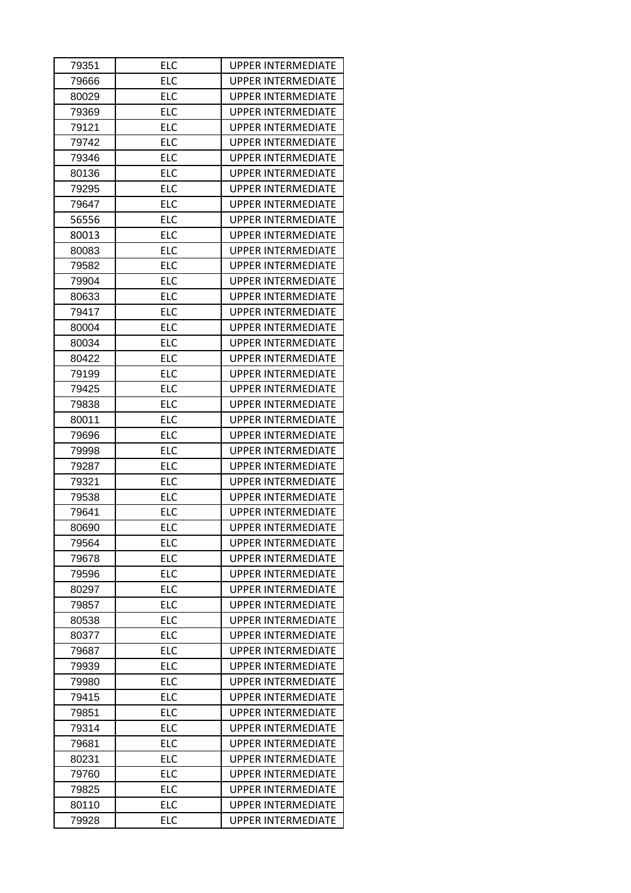| 79351 | ELC | UPPER INTERMEDIATE |
|---|---|---|
| 79666 | ELC | UPPER INTERMEDIATE |
| 80029 | ELC | UPPER INTERMEDIATE |
| 79369 | ELC | UPPER INTERMEDIATE |
| 79121 | ELC | UPPER INTERMEDIATE |
| 79742 | ELC | UPPER INTERMEDIATE |
| 79346 | ELC | UPPER INTERMEDIATE |
| 80136 | ELC | UPPER INTERMEDIATE |
| 79295 | ELC | UPPER INTERMEDIATE |
| 79647 | ELC | UPPER INTERMEDIATE |
| 56556 | ELC | UPPER INTERMEDIATE |
| 80013 | ELC | UPPER INTERMEDIATE |
| 80083 | ELC | UPPER INTERMEDIATE |
| 79582 | ELC | UPPER INTERMEDIATE |
| 79904 | ELC | UPPER INTERMEDIATE |
| 80633 | ELC | UPPER INTERMEDIATE |
| 79417 | ELC | UPPER INTERMEDIATE |
| 80004 | ELC | UPPER INTERMEDIATE |
| 80034 | ELC | UPPER INTERMEDIATE |
| 80422 | ELC | UPPER INTERMEDIATE |
| 79199 | ELC | UPPER INTERMEDIATE |
| 79425 | ELC | UPPER INTERMEDIATE |
| 79838 | ELC | UPPER INTERMEDIATE |
| 80011 | ELC | UPPER INTERMEDIATE |
| 79696 | ELC | UPPER INTERMEDIATE |
| 79998 | ELC | UPPER INTERMEDIATE |
| 79287 | ELC | UPPER INTERMEDIATE |
| 79321 | ELC | UPPER INTERMEDIATE |
| 79538 | ELC | UPPER INTERMEDIATE |
| 79641 | ELC | UPPER INTERMEDIATE |
| 80690 | ELC | UPPER INTERMEDIATE |
| 79564 | ELC | UPPER INTERMEDIATE |
| 79678 | ELC | UPPER INTERMEDIATE |
| 79596 | ELC | UPPER INTERMEDIATE |
| 80297 | ELC | UPPER INTERMEDIATE |
| 79857 | ELC | UPPER INTERMEDIATE |
| 80538 | ELC | UPPER INTERMEDIATE |
| 80377 | ELC | UPPER INTERMEDIATE |
| 79687 | ELC | UPPER INTERMEDIATE |
| 79939 | ELC | UPPER INTERMEDIATE |
| 79980 | ELC | UPPER INTERMEDIATE |
| 79415 | ELC | UPPER INTERMEDIATE |
| 79851 | ELC | UPPER INTERMEDIATE |
| 79314 | ELC | UPPER INTERMEDIATE |
| 79681 | ELC | UPPER INTERMEDIATE |
| 80231 | ELC | UPPER INTERMEDIATE |
| 79760 | ELC | UPPER INTERMEDIATE |
| 79825 | ELC | UPPER INTERMEDIATE |
| 80110 | ELC | UPPER INTERMEDIATE |
| 79928 | ELC | UPPER INTERMEDIATE |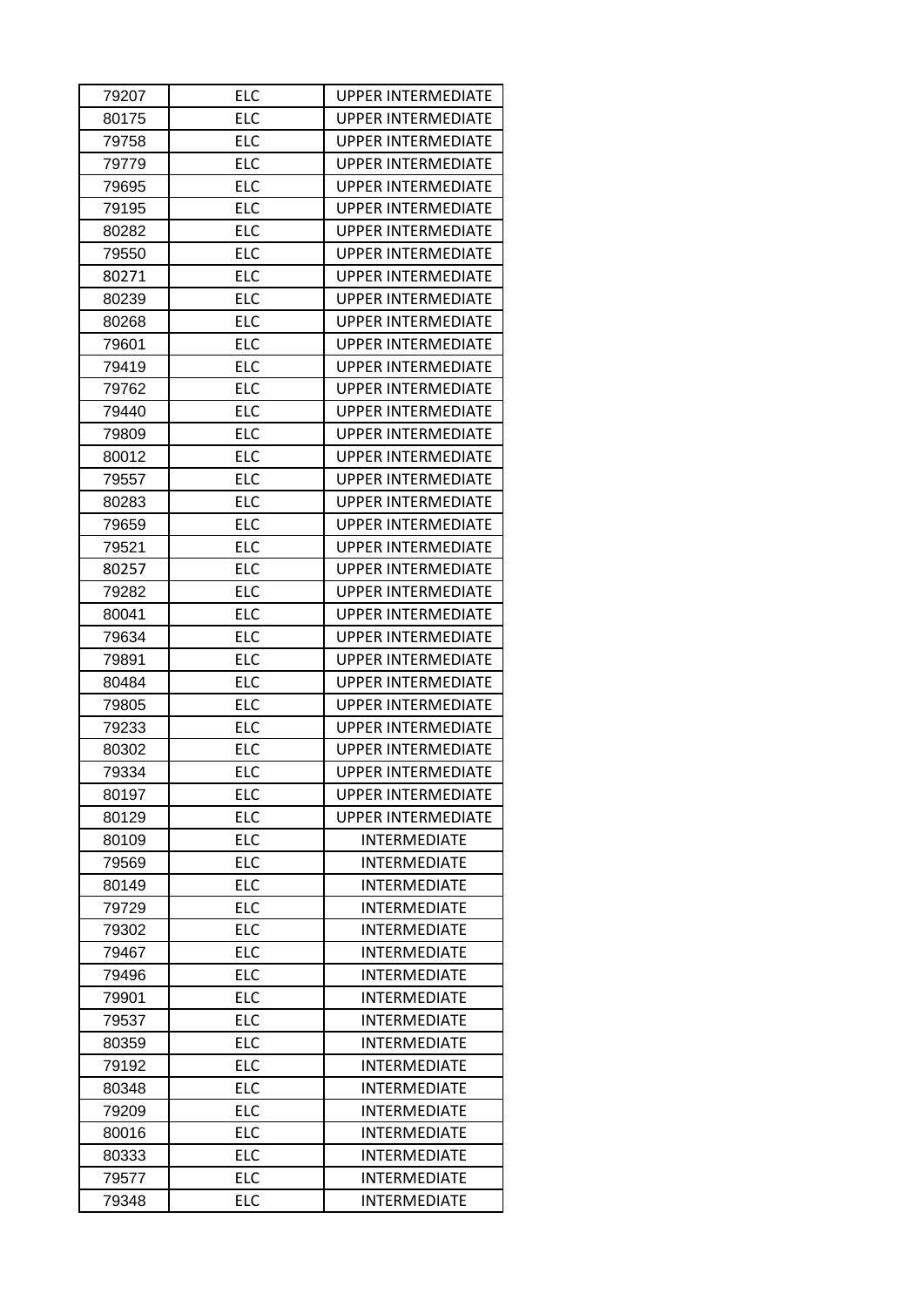| 79207 | ELC | UPPER INTERMEDIATE |
|---|---|---|
| 80175 | ELC | UPPER INTERMEDIATE |
| 79758 | ELC | UPPER INTERMEDIATE |
| 79779 | ELC | UPPER INTERMEDIATE |
| 79695 | ELC | UPPER INTERMEDIATE |
| 79195 | ELC | UPPER INTERMEDIATE |
| 80282 | ELC | UPPER INTERMEDIATE |
| 79550 | ELC | UPPER INTERMEDIATE |
| 80271 | ELC | UPPER INTERMEDIATE |
| 80239 | ELC | UPPER INTERMEDIATE |
| 80268 | ELC | UPPER INTERMEDIATE |
| 79601 | ELC | UPPER INTERMEDIATE |
| 79419 | ELC | UPPER INTERMEDIATE |
| 79762 | ELC | UPPER INTERMEDIATE |
| 79440 | ELC | UPPER INTERMEDIATE |
| 79809 | ELC | UPPER INTERMEDIATE |
| 80012 | ELC | UPPER INTERMEDIATE |
| 79557 | ELC | UPPER INTERMEDIATE |
| 80283 | ELC | UPPER INTERMEDIATE |
| 79659 | ELC | UPPER INTERMEDIATE |
| 79521 | ELC | UPPER INTERMEDIATE |
| 80257 | ELC | UPPER INTERMEDIATE |
| 79282 | ELC | UPPER INTERMEDIATE |
| 80041 | ELC | UPPER INTERMEDIATE |
| 79634 | ELC | UPPER INTERMEDIATE |
| 79891 | ELC | UPPER INTERMEDIATE |
| 80484 | ELC | UPPER INTERMEDIATE |
| 79805 | ELC | UPPER INTERMEDIATE |
| 79233 | ELC | UPPER INTERMEDIATE |
| 80302 | ELC | UPPER INTERMEDIATE |
| 79334 | ELC | UPPER INTERMEDIATE |
| 80197 | ELC | UPPER INTERMEDIATE |
| 80129 | ELC | UPPER INTERMEDIATE |
| 80109 | ELC | INTERMEDIATE |
| 79569 | ELC | INTERMEDIATE |
| 80149 | ELC | INTERMEDIATE |
| 79729 | ELC | INTERMEDIATE |
| 79302 | ELC | INTERMEDIATE |
| 79467 | ELC | INTERMEDIATE |
| 79496 | ELC | INTERMEDIATE |
| 79901 | ELC | INTERMEDIATE |
| 79537 | ELC | INTERMEDIATE |
| 80359 | ELC | INTERMEDIATE |
| 79192 | ELC | INTERMEDIATE |
| 80348 | ELC | INTERMEDIATE |
| 79209 | ELC | INTERMEDIATE |
| 80016 | ELC | INTERMEDIATE |
| 80333 | ELC | INTERMEDIATE |
| 79577 | ELC | INTERMEDIATE |
| 79348 | ELC | INTERMEDIATE |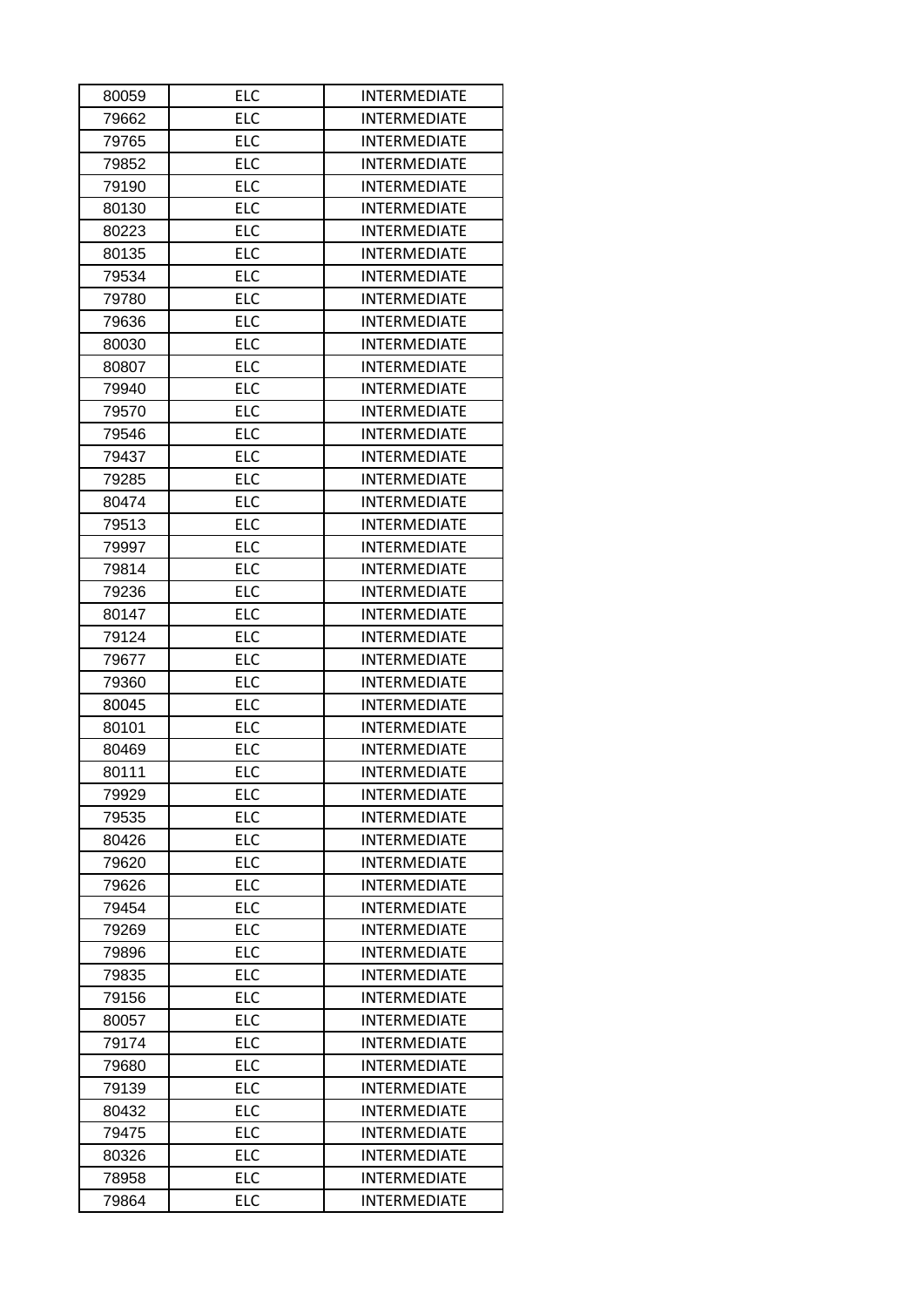| 80059 | ELC | INTERMEDIATE |
|---|---|---|
| 79662 | ELC | INTERMEDIATE |
| 79765 | ELC | INTERMEDIATE |
| 79852 | ELC | INTERMEDIATE |
| 79190 | ELC | INTERMEDIATE |
| 80130 | ELC | INTERMEDIATE |
| 80223 | ELC | INTERMEDIATE |
| 80135 | ELC | INTERMEDIATE |
| 79534 | ELC | INTERMEDIATE |
| 79780 | ELC | INTERMEDIATE |
| 79636 | ELC | INTERMEDIATE |
| 80030 | ELC | INTERMEDIATE |
| 80807 | ELC | INTERMEDIATE |
| 79940 | ELC | INTERMEDIATE |
| 79570 | ELC | INTERMEDIATE |
| 79546 | ELC | INTERMEDIATE |
| 79437 | ELC | INTERMEDIATE |
| 79285 | ELC | INTERMEDIATE |
| 80474 | ELC | INTERMEDIATE |
| 79513 | ELC | INTERMEDIATE |
| 79997 | ELC | INTERMEDIATE |
| 79814 | ELC | INTERMEDIATE |
| 79236 | ELC | INTERMEDIATE |
| 80147 | ELC | INTERMEDIATE |
| 79124 | ELC | INTERMEDIATE |
| 79677 | ELC | INTERMEDIATE |
| 79360 | ELC | INTERMEDIATE |
| 80045 | ELC | INTERMEDIATE |
| 80101 | ELC | INTERMEDIATE |
| 80469 | ELC | INTERMEDIATE |
| 80111 | ELC | INTERMEDIATE |
| 79929 | ELC | INTERMEDIATE |
| 79535 | ELC | INTERMEDIATE |
| 80426 | ELC | INTERMEDIATE |
| 79620 | ELC | INTERMEDIATE |
| 79626 | ELC | INTERMEDIATE |
| 79454 | ELC | INTERMEDIATE |
| 79269 | ELC | INTERMEDIATE |
| 79896 | ELC | INTERMEDIATE |
| 79835 | ELC | INTERMEDIATE |
| 79156 | ELC | INTERMEDIATE |
| 80057 | ELC | INTERMEDIATE |
| 79174 | ELC | INTERMEDIATE |
| 79680 | ELC | INTERMEDIATE |
| 79139 | ELC | INTERMEDIATE |
| 80432 | ELC | INTERMEDIATE |
| 79475 | ELC | INTERMEDIATE |
| 80326 | ELC | INTERMEDIATE |
| 78958 | ELC | INTERMEDIATE |
| 79864 | ELC | INTERMEDIATE |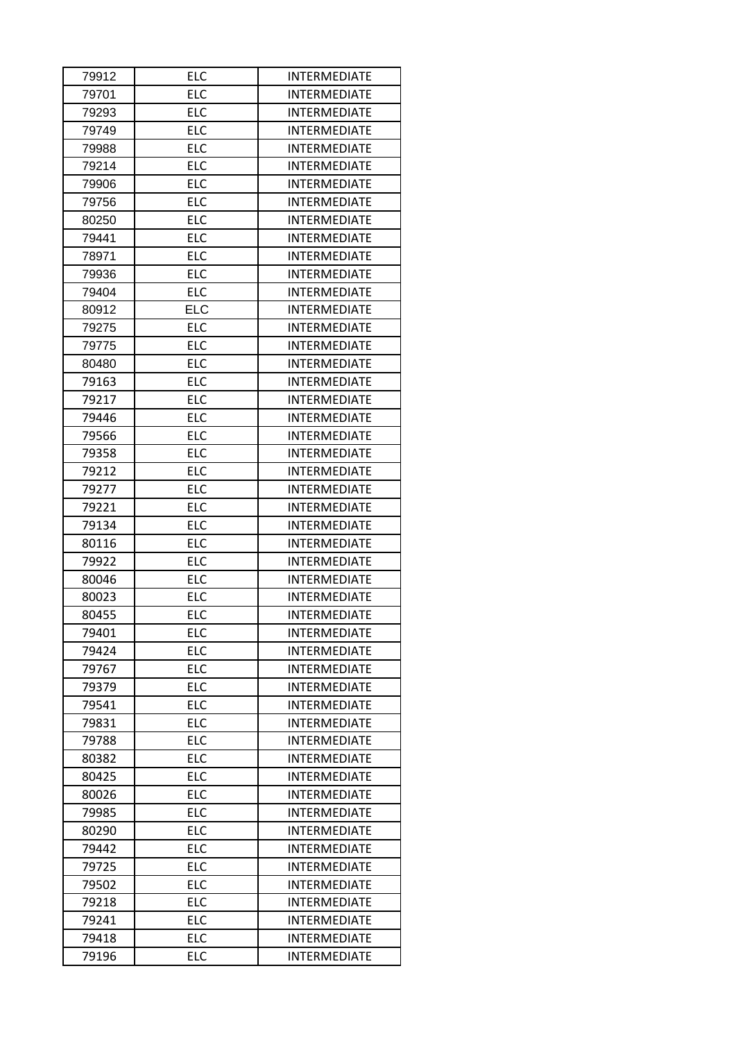| 79912 | ELC | INTERMEDIATE |
| --- | --- | --- |
| 79701 | ELC | INTERMEDIATE |
| 79293 | ELC | INTERMEDIATE |
| 79749 | ELC | INTERMEDIATE |
| 79988 | ELC | INTERMEDIATE |
| 79214 | ELC | INTERMEDIATE |
| 79906 | ELC | INTERMEDIATE |
| 79756 | ELC | INTERMEDIATE |
| 80250 | ELC | INTERMEDIATE |
| 79441 | ELC | INTERMEDIATE |
| 78971 | ELC | INTERMEDIATE |
| 79936 | ELC | INTERMEDIATE |
| 79404 | ELC | INTERMEDIATE |
| 80912 | ELC | INTERMEDIATE |
| 79275 | ELC | INTERMEDIATE |
| 79775 | ELC | INTERMEDIATE |
| 80480 | ELC | INTERMEDIATE |
| 79163 | ELC | INTERMEDIATE |
| 79217 | ELC | INTERMEDIATE |
| 79446 | ELC | INTERMEDIATE |
| 79566 | ELC | INTERMEDIATE |
| 79358 | ELC | INTERMEDIATE |
| 79212 | ELC | INTERMEDIATE |
| 79277 | ELC | INTERMEDIATE |
| 79221 | ELC | INTERMEDIATE |
| 79134 | ELC | INTERMEDIATE |
| 80116 | ELC | INTERMEDIATE |
| 79922 | ELC | INTERMEDIATE |
| 80046 | ELC | INTERMEDIATE |
| 80023 | ELC | INTERMEDIATE |
| 80455 | ELC | INTERMEDIATE |
| 79401 | ELC | INTERMEDIATE |
| 79424 | ELC | INTERMEDIATE |
| 79767 | ELC | INTERMEDIATE |
| 79379 | ELC | INTERMEDIATE |
| 79541 | ELC | INTERMEDIATE |
| 79831 | ELC | INTERMEDIATE |
| 79788 | ELC | INTERMEDIATE |
| 80382 | ELC | INTERMEDIATE |
| 80425 | ELC | INTERMEDIATE |
| 80026 | ELC | INTERMEDIATE |
| 79985 | ELC | INTERMEDIATE |
| 80290 | ELC | INTERMEDIATE |
| 79442 | ELC | INTERMEDIATE |
| 79725 | ELC | INTERMEDIATE |
| 79502 | ELC | INTERMEDIATE |
| 79218 | ELC | INTERMEDIATE |
| 79241 | ELC | INTERMEDIATE |
| 79418 | ELC | INTERMEDIATE |
| 79196 | ELC | INTERMEDIATE |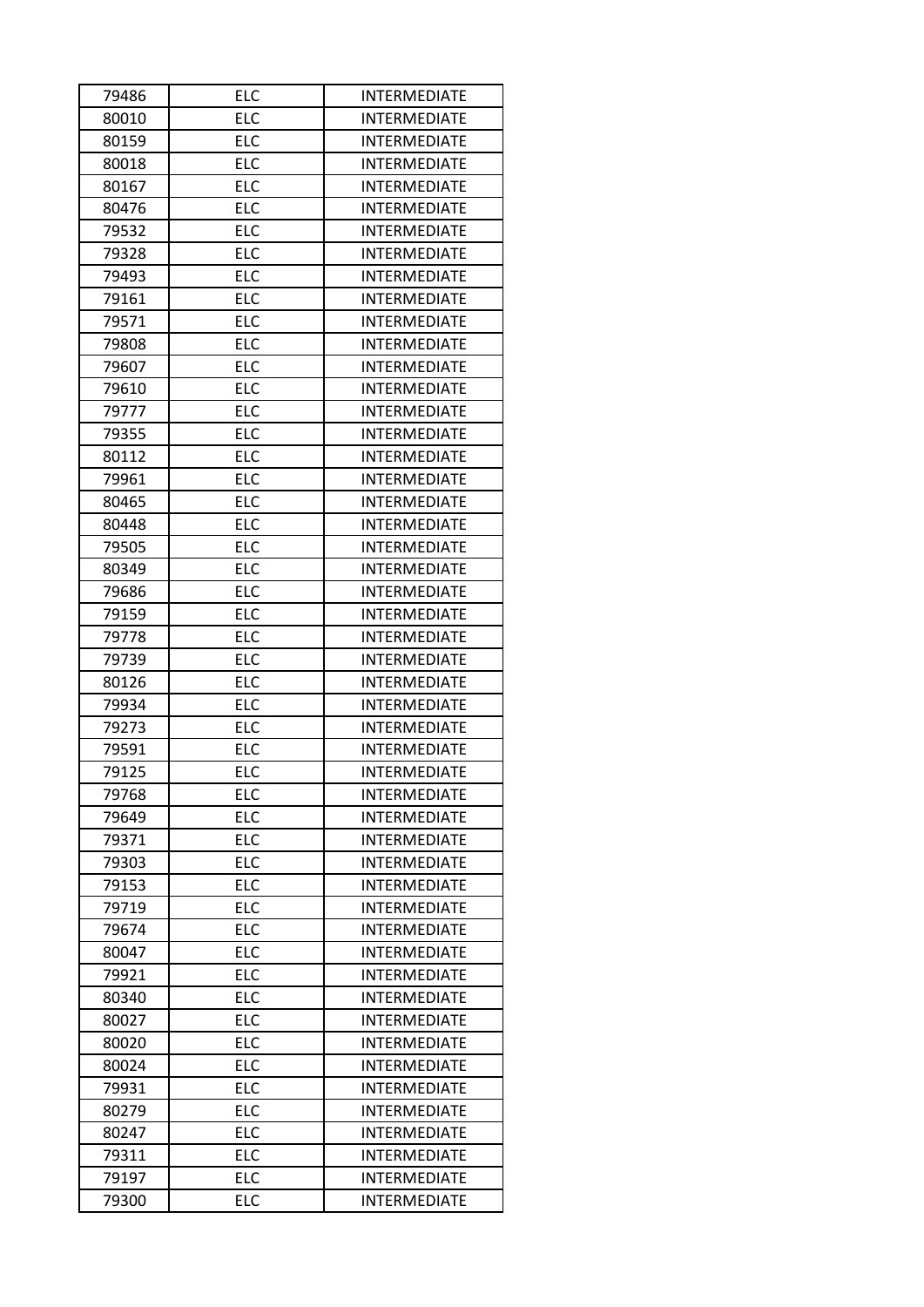| 79486 | ELC | INTERMEDIATE |
| --- | --- | --- |
| 80010 | ELC | INTERMEDIATE |
| 80159 | ELC | INTERMEDIATE |
| 80018 | ELC | INTERMEDIATE |
| 80167 | ELC | INTERMEDIATE |
| 80476 | ELC | INTERMEDIATE |
| 79532 | ELC | INTERMEDIATE |
| 79328 | ELC | INTERMEDIATE |
| 79493 | ELC | INTERMEDIATE |
| 79161 | ELC | INTERMEDIATE |
| 79571 | ELC | INTERMEDIATE |
| 79808 | ELC | INTERMEDIATE |
| 79607 | ELC | INTERMEDIATE |
| 79610 | ELC | INTERMEDIATE |
| 79777 | ELC | INTERMEDIATE |
| 79355 | ELC | INTERMEDIATE |
| 80112 | ELC | INTERMEDIATE |
| 79961 | ELC | INTERMEDIATE |
| 80465 | ELC | INTERMEDIATE |
| 80448 | ELC | INTERMEDIATE |
| 79505 | ELC | INTERMEDIATE |
| 80349 | ELC | INTERMEDIATE |
| 79686 | ELC | INTERMEDIATE |
| 79159 | ELC | INTERMEDIATE |
| 79778 | ELC | INTERMEDIATE |
| 79739 | ELC | INTERMEDIATE |
| 80126 | ELC | INTERMEDIATE |
| 79934 | ELC | INTERMEDIATE |
| 79273 | ELC | INTERMEDIATE |
| 79591 | ELC | INTERMEDIATE |
| 79125 | ELC | INTERMEDIATE |
| 79768 | ELC | INTERMEDIATE |
| 79649 | ELC | INTERMEDIATE |
| 79371 | ELC | INTERMEDIATE |
| 79303 | ELC | INTERMEDIATE |
| 79153 | ELC | INTERMEDIATE |
| 79719 | ELC | INTERMEDIATE |
| 79674 | ELC | INTERMEDIATE |
| 80047 | ELC | INTERMEDIATE |
| 79921 | ELC | INTERMEDIATE |
| 80340 | ELC | INTERMEDIATE |
| 80027 | ELC | INTERMEDIATE |
| 80020 | ELC | INTERMEDIATE |
| 80024 | ELC | INTERMEDIATE |
| 79931 | ELC | INTERMEDIATE |
| 80279 | ELC | INTERMEDIATE |
| 80247 | ELC | INTERMEDIATE |
| 79311 | ELC | INTERMEDIATE |
| 79197 | ELC | INTERMEDIATE |
| 79300 | ELC | INTERMEDIATE |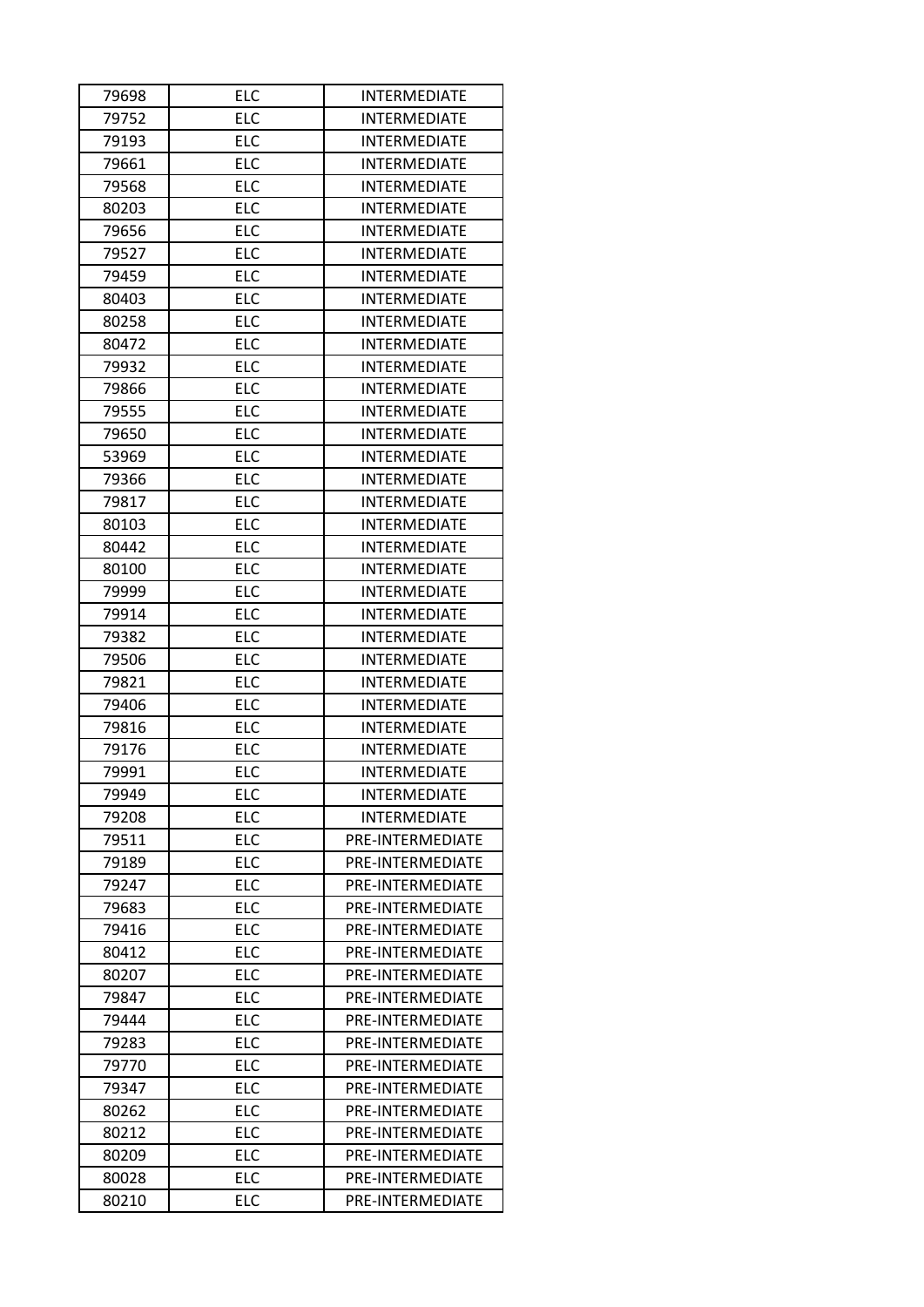| 79698 | ELC | INTERMEDIATE |
|---|---|---|
| 79752 | ELC | INTERMEDIATE |
| 79193 | ELC | INTERMEDIATE |
| 79661 | ELC | INTERMEDIATE |
| 79568 | ELC | INTERMEDIATE |
| 80203 | ELC | INTERMEDIATE |
| 79656 | ELC | INTERMEDIATE |
| 79527 | ELC | INTERMEDIATE |
| 79459 | ELC | INTERMEDIATE |
| 80403 | ELC | INTERMEDIATE |
| 80258 | ELC | INTERMEDIATE |
| 80472 | ELC | INTERMEDIATE |
| 79932 | ELC | INTERMEDIATE |
| 79866 | ELC | INTERMEDIATE |
| 79555 | ELC | INTERMEDIATE |
| 79650 | ELC | INTERMEDIATE |
| 53969 | ELC | INTERMEDIATE |
| 79366 | ELC | INTERMEDIATE |
| 79817 | ELC | INTERMEDIATE |
| 80103 | ELC | INTERMEDIATE |
| 80442 | ELC | INTERMEDIATE |
| 80100 | ELC | INTERMEDIATE |
| 79999 | ELC | INTERMEDIATE |
| 79914 | ELC | INTERMEDIATE |
| 79382 | ELC | INTERMEDIATE |
| 79506 | ELC | INTERMEDIATE |
| 79821 | ELC | INTERMEDIATE |
| 79406 | ELC | INTERMEDIATE |
| 79816 | ELC | INTERMEDIATE |
| 79176 | ELC | INTERMEDIATE |
| 79991 | ELC | INTERMEDIATE |
| 79949 | ELC | INTERMEDIATE |
| 79208 | ELC | INTERMEDIATE |
| 79511 | ELC | PRE-INTERMEDIATE |
| 79189 | ELC | PRE-INTERMEDIATE |
| 79247 | ELC | PRE-INTERMEDIATE |
| 79683 | ELC | PRE-INTERMEDIATE |
| 79416 | ELC | PRE-INTERMEDIATE |
| 80412 | ELC | PRE-INTERMEDIATE |
| 80207 | ELC | PRE-INTERMEDIATE |
| 79847 | ELC | PRE-INTERMEDIATE |
| 79444 | ELC | PRE-INTERMEDIATE |
| 79283 | ELC | PRE-INTERMEDIATE |
| 79770 | ELC | PRE-INTERMEDIATE |
| 79347 | ELC | PRE-INTERMEDIATE |
| 80262 | ELC | PRE-INTERMEDIATE |
| 80212 | ELC | PRE-INTERMEDIATE |
| 80209 | ELC | PRE-INTERMEDIATE |
| 80028 | ELC | PRE-INTERMEDIATE |
| 80210 | ELC | PRE-INTERMEDIATE |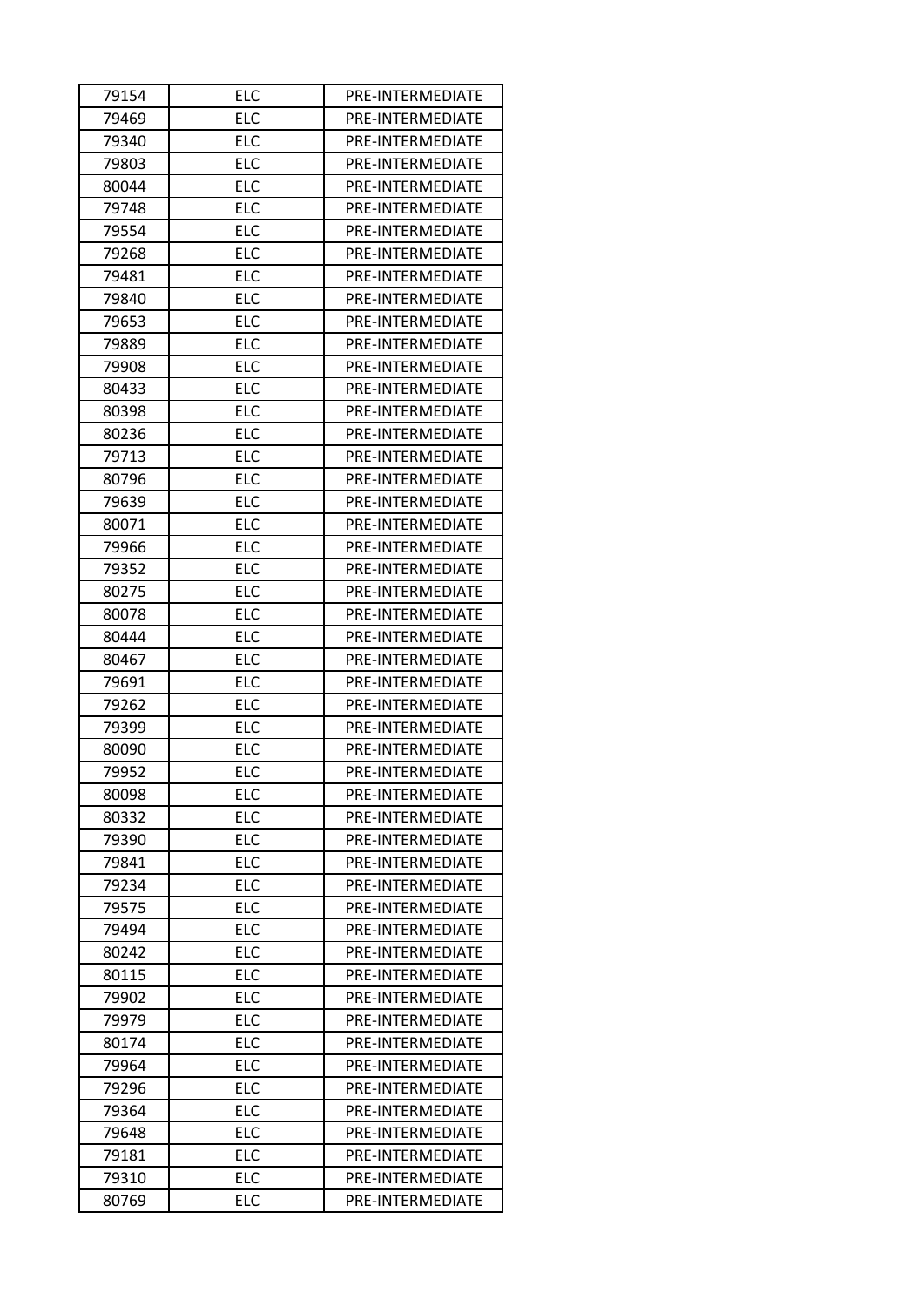| 79154 | ELC | PRE-INTERMEDIATE |
|---|---|---|
| 79469 | ELC | PRE-INTERMEDIATE |
| 79340 | ELC | PRE-INTERMEDIATE |
| 79803 | ELC | PRE-INTERMEDIATE |
| 80044 | ELC | PRE-INTERMEDIATE |
| 79748 | ELC | PRE-INTERMEDIATE |
| 79554 | ELC | PRE-INTERMEDIATE |
| 79268 | ELC | PRE-INTERMEDIATE |
| 79481 | ELC | PRE-INTERMEDIATE |
| 79840 | ELC | PRE-INTERMEDIATE |
| 79653 | ELC | PRE-INTERMEDIATE |
| 79889 | ELC | PRE-INTERMEDIATE |
| 79908 | ELC | PRE-INTERMEDIATE |
| 80433 | ELC | PRE-INTERMEDIATE |
| 80398 | ELC | PRE-INTERMEDIATE |
| 80236 | ELC | PRE-INTERMEDIATE |
| 79713 | ELC | PRE-INTERMEDIATE |
| 80796 | ELC | PRE-INTERMEDIATE |
| 79639 | ELC | PRE-INTERMEDIATE |
| 80071 | ELC | PRE-INTERMEDIATE |
| 79966 | ELC | PRE-INTERMEDIATE |
| 79352 | ELC | PRE-INTERMEDIATE |
| 80275 | ELC | PRE-INTERMEDIATE |
| 80078 | ELC | PRE-INTERMEDIATE |
| 80444 | ELC | PRE-INTERMEDIATE |
| 80467 | ELC | PRE-INTERMEDIATE |
| 79691 | ELC | PRE-INTERMEDIATE |
| 79262 | ELC | PRE-INTERMEDIATE |
| 79399 | ELC | PRE-INTERMEDIATE |
| 80090 | ELC | PRE-INTERMEDIATE |
| 79952 | ELC | PRE-INTERMEDIATE |
| 80098 | ELC | PRE-INTERMEDIATE |
| 80332 | ELC | PRE-INTERMEDIATE |
| 79390 | ELC | PRE-INTERMEDIATE |
| 79841 | ELC | PRE-INTERMEDIATE |
| 79234 | ELC | PRE-INTERMEDIATE |
| 79575 | ELC | PRE-INTERMEDIATE |
| 79494 | ELC | PRE-INTERMEDIATE |
| 80242 | ELC | PRE-INTERMEDIATE |
| 80115 | ELC | PRE-INTERMEDIATE |
| 79902 | ELC | PRE-INTERMEDIATE |
| 79979 | ELC | PRE-INTERMEDIATE |
| 80174 | ELC | PRE-INTERMEDIATE |
| 79964 | ELC | PRE-INTERMEDIATE |
| 79296 | ELC | PRE-INTERMEDIATE |
| 79364 | ELC | PRE-INTERMEDIATE |
| 79648 | ELC | PRE-INTERMEDIATE |
| 79181 | ELC | PRE-INTERMEDIATE |
| 79310 | ELC | PRE-INTERMEDIATE |
| 80769 | ELC | PRE-INTERMEDIATE |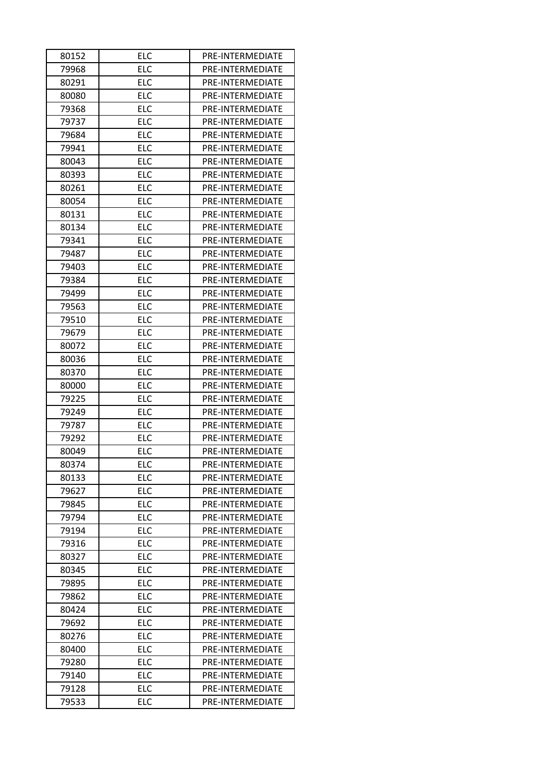| 80152 | ELC | PRE-INTERMEDIATE |
|---|---|---|
| 79968 | ELC | PRE-INTERMEDIATE |
| 80291 | ELC | PRE-INTERMEDIATE |
| 80080 | ELC | PRE-INTERMEDIATE |
| 79368 | ELC | PRE-INTERMEDIATE |
| 79737 | ELC | PRE-INTERMEDIATE |
| 79684 | ELC | PRE-INTERMEDIATE |
| 79941 | ELC | PRE-INTERMEDIATE |
| 80043 | ELC | PRE-INTERMEDIATE |
| 80393 | ELC | PRE-INTERMEDIATE |
| 80261 | ELC | PRE-INTERMEDIATE |
| 80054 | ELC | PRE-INTERMEDIATE |
| 80131 | ELC | PRE-INTERMEDIATE |
| 80134 | ELC | PRE-INTERMEDIATE |
| 79341 | ELC | PRE-INTERMEDIATE |
| 79487 | ELC | PRE-INTERMEDIATE |
| 79403 | ELC | PRE-INTERMEDIATE |
| 79384 | ELC | PRE-INTERMEDIATE |
| 79499 | ELC | PRE-INTERMEDIATE |
| 79563 | ELC | PRE-INTERMEDIATE |
| 79510 | ELC | PRE-INTERMEDIATE |
| 79679 | ELC | PRE-INTERMEDIATE |
| 80072 | ELC | PRE-INTERMEDIATE |
| 80036 | ELC | PRE-INTERMEDIATE |
| 80370 | ELC | PRE-INTERMEDIATE |
| 80000 | ELC | PRE-INTERMEDIATE |
| 79225 | ELC | PRE-INTERMEDIATE |
| 79249 | ELC | PRE-INTERMEDIATE |
| 79787 | ELC | PRE-INTERMEDIATE |
| 79292 | ELC | PRE-INTERMEDIATE |
| 80049 | ELC | PRE-INTERMEDIATE |
| 80374 | ELC | PRE-INTERMEDIATE |
| 80133 | ELC | PRE-INTERMEDIATE |
| 79627 | ELC | PRE-INTERMEDIATE |
| 79845 | ELC | PRE-INTERMEDIATE |
| 79794 | ELC | PRE-INTERMEDIATE |
| 79194 | ELC | PRE-INTERMEDIATE |
| 79316 | ELC | PRE-INTERMEDIATE |
| 80327 | ELC | PRE-INTERMEDIATE |
| 80345 | ELC | PRE-INTERMEDIATE |
| 79895 | ELC | PRE-INTERMEDIATE |
| 79862 | ELC | PRE-INTERMEDIATE |
| 80424 | ELC | PRE-INTERMEDIATE |
| 79692 | ELC | PRE-INTERMEDIATE |
| 80276 | ELC | PRE-INTERMEDIATE |
| 80400 | ELC | PRE-INTERMEDIATE |
| 79280 | ELC | PRE-INTERMEDIATE |
| 79140 | ELC | PRE-INTERMEDIATE |
| 79128 | ELC | PRE-INTERMEDIATE |
| 79533 | ELC | PRE-INTERMEDIATE |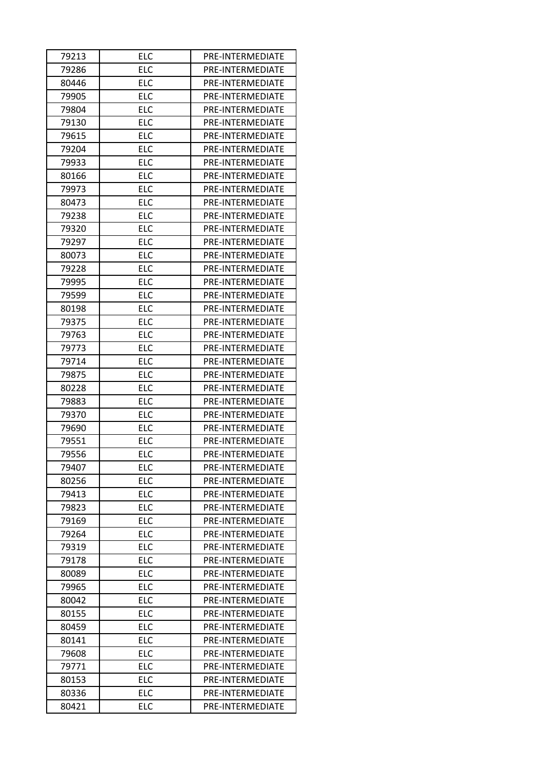| 79213 | ELC | PRE-INTERMEDIATE |
|---|---|---|
| 79286 | ELC | PRE-INTERMEDIATE |
| 80446 | ELC | PRE-INTERMEDIATE |
| 79905 | ELC | PRE-INTERMEDIATE |
| 79804 | ELC | PRE-INTERMEDIATE |
| 79130 | ELC | PRE-INTERMEDIATE |
| 79615 | ELC | PRE-INTERMEDIATE |
| 79204 | ELC | PRE-INTERMEDIATE |
| 79933 | ELC | PRE-INTERMEDIATE |
| 80166 | ELC | PRE-INTERMEDIATE |
| 79973 | ELC | PRE-INTERMEDIATE |
| 80473 | ELC | PRE-INTERMEDIATE |
| 79238 | ELC | PRE-INTERMEDIATE |
| 79320 | ELC | PRE-INTERMEDIATE |
| 79297 | ELC | PRE-INTERMEDIATE |
| 80073 | ELC | PRE-INTERMEDIATE |
| 79228 | ELC | PRE-INTERMEDIATE |
| 79995 | ELC | PRE-INTERMEDIATE |
| 79599 | ELC | PRE-INTERMEDIATE |
| 80198 | ELC | PRE-INTERMEDIATE |
| 79375 | ELC | PRE-INTERMEDIATE |
| 79763 | ELC | PRE-INTERMEDIATE |
| 79773 | ELC | PRE-INTERMEDIATE |
| 79714 | ELC | PRE-INTERMEDIATE |
| 79875 | ELC | PRE-INTERMEDIATE |
| 80228 | ELC | PRE-INTERMEDIATE |
| 79883 | ELC | PRE-INTERMEDIATE |
| 79370 | ELC | PRE-INTERMEDIATE |
| 79690 | ELC | PRE-INTERMEDIATE |
| 79551 | ELC | PRE-INTERMEDIATE |
| 79556 | ELC | PRE-INTERMEDIATE |
| 79407 | ELC | PRE-INTERMEDIATE |
| 80256 | ELC | PRE-INTERMEDIATE |
| 79413 | ELC | PRE-INTERMEDIATE |
| 79823 | ELC | PRE-INTERMEDIATE |
| 79169 | ELC | PRE-INTERMEDIATE |
| 79264 | ELC | PRE-INTERMEDIATE |
| 79319 | ELC | PRE-INTERMEDIATE |
| 79178 | ELC | PRE-INTERMEDIATE |
| 80089 | ELC | PRE-INTERMEDIATE |
| 79965 | ELC | PRE-INTERMEDIATE |
| 80042 | ELC | PRE-INTERMEDIATE |
| 80155 | ELC | PRE-INTERMEDIATE |
| 80459 | ELC | PRE-INTERMEDIATE |
| 80141 | ELC | PRE-INTERMEDIATE |
| 79608 | ELC | PRE-INTERMEDIATE |
| 79771 | ELC | PRE-INTERMEDIATE |
| 80153 | ELC | PRE-INTERMEDIATE |
| 80336 | ELC | PRE-INTERMEDIATE |
| 80421 | ELC | PRE-INTERMEDIATE |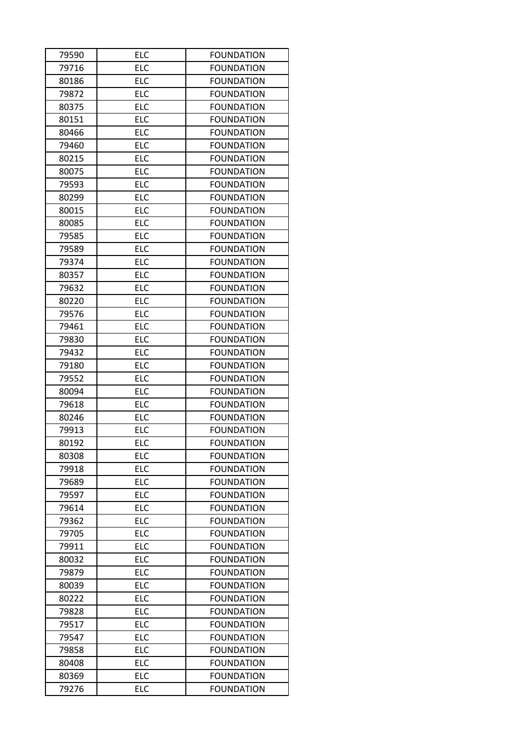| 79590 | ELC | FOUNDATION |
|---|---|---|
| 79716 | ELC | FOUNDATION |
| 80186 | ELC | FOUNDATION |
| 79872 | ELC | FOUNDATION |
| 80375 | ELC | FOUNDATION |
| 80151 | ELC | FOUNDATION |
| 80466 | ELC | FOUNDATION |
| 79460 | ELC | FOUNDATION |
| 80215 | ELC | FOUNDATION |
| 80075 | ELC | FOUNDATION |
| 79593 | ELC | FOUNDATION |
| 80299 | ELC | FOUNDATION |
| 80015 | ELC | FOUNDATION |
| 80085 | ELC | FOUNDATION |
| 79585 | ELC | FOUNDATION |
| 79589 | ELC | FOUNDATION |
| 79374 | ELC | FOUNDATION |
| 80357 | ELC | FOUNDATION |
| 79632 | ELC | FOUNDATION |
| 80220 | ELC | FOUNDATION |
| 79576 | ELC | FOUNDATION |
| 79461 | ELC | FOUNDATION |
| 79830 | ELC | FOUNDATION |
| 79432 | ELC | FOUNDATION |
| 79180 | ELC | FOUNDATION |
| 79552 | ELC | FOUNDATION |
| 80094 | ELC | FOUNDATION |
| 79618 | ELC | FOUNDATION |
| 80246 | ELC | FOUNDATION |
| 79913 | ELC | FOUNDATION |
| 80192 | ELC | FOUNDATION |
| 80308 | ELC | FOUNDATION |
| 79918 | ELC | FOUNDATION |
| 79689 | ELC | FOUNDATION |
| 79597 | ELC | FOUNDATION |
| 79614 | ELC | FOUNDATION |
| 79362 | ELC | FOUNDATION |
| 79705 | ELC | FOUNDATION |
| 79911 | ELC | FOUNDATION |
| 80032 | ELC | FOUNDATION |
| 79879 | ELC | FOUNDATION |
| 80039 | ELC | FOUNDATION |
| 80222 | ELC | FOUNDATION |
| 79828 | ELC | FOUNDATION |
| 79517 | ELC | FOUNDATION |
| 79547 | ELC | FOUNDATION |
| 79858 | ELC | FOUNDATION |
| 80408 | ELC | FOUNDATION |
| 80369 | ELC | FOUNDATION |
| 79276 | ELC | FOUNDATION |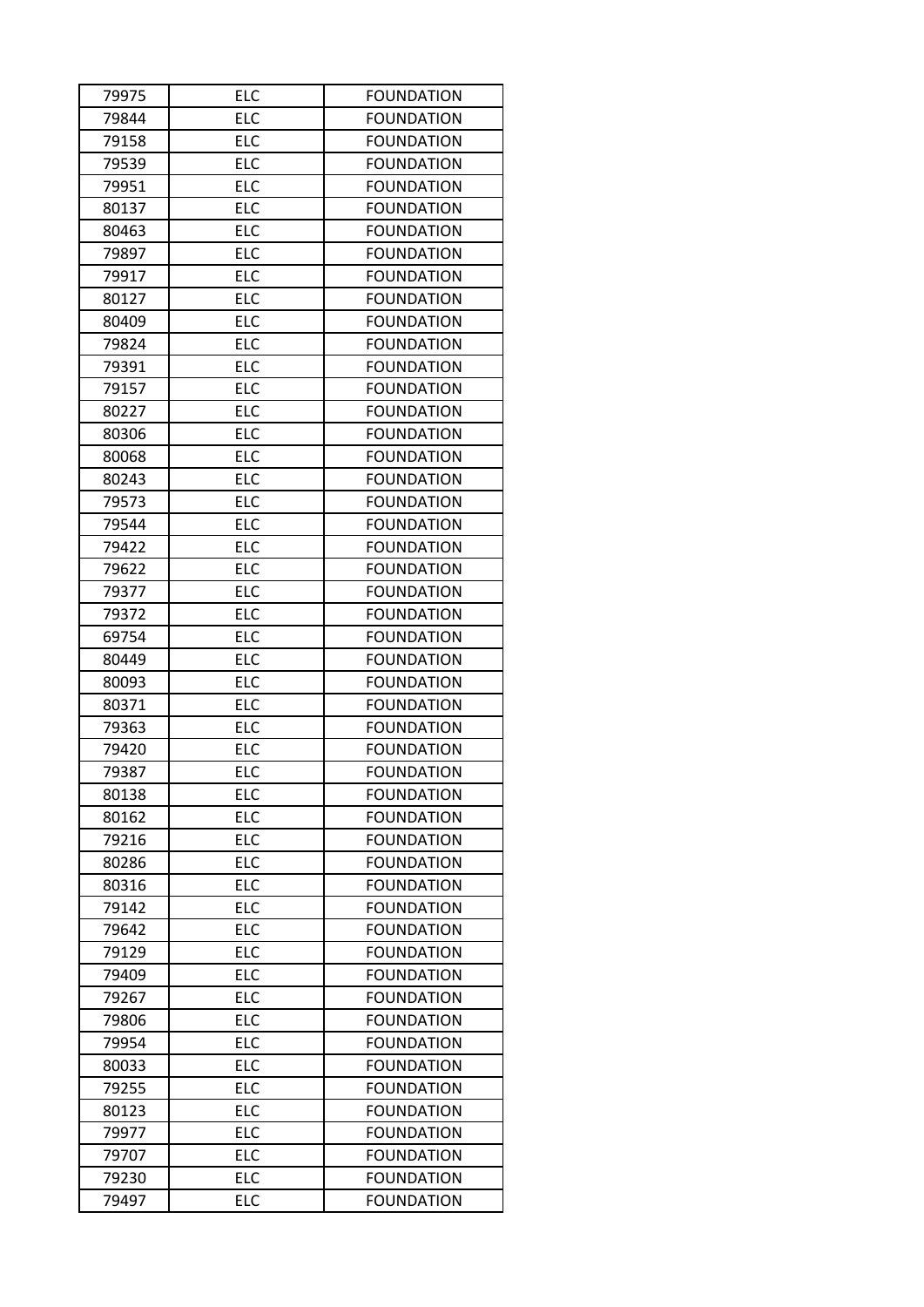| 79975 | ELC | FOUNDATION |
|---|---|---|
| 79844 | ELC | FOUNDATION |
| 79158 | ELC | FOUNDATION |
| 79539 | ELC | FOUNDATION |
| 79951 | ELC | FOUNDATION |
| 80137 | ELC | FOUNDATION |
| 80463 | ELC | FOUNDATION |
| 79897 | ELC | FOUNDATION |
| 79917 | ELC | FOUNDATION |
| 80127 | ELC | FOUNDATION |
| 80409 | ELC | FOUNDATION |
| 79824 | ELC | FOUNDATION |
| 79391 | ELC | FOUNDATION |
| 79157 | ELC | FOUNDATION |
| 80227 | ELC | FOUNDATION |
| 80306 | ELC | FOUNDATION |
| 80068 | ELC | FOUNDATION |
| 80243 | ELC | FOUNDATION |
| 79573 | ELC | FOUNDATION |
| 79544 | ELC | FOUNDATION |
| 79422 | ELC | FOUNDATION |
| 79622 | ELC | FOUNDATION |
| 79377 | ELC | FOUNDATION |
| 79372 | ELC | FOUNDATION |
| 69754 | ELC | FOUNDATION |
| 80449 | ELC | FOUNDATION |
| 80093 | ELC | FOUNDATION |
| 80371 | ELC | FOUNDATION |
| 79363 | ELC | FOUNDATION |
| 79420 | ELC | FOUNDATION |
| 79387 | ELC | FOUNDATION |
| 80138 | ELC | FOUNDATION |
| 80162 | ELC | FOUNDATION |
| 79216 | ELC | FOUNDATION |
| 80286 | ELC | FOUNDATION |
| 80316 | ELC | FOUNDATION |
| 79142 | ELC | FOUNDATION |
| 79642 | ELC | FOUNDATION |
| 79129 | ELC | FOUNDATION |
| 79409 | ELC | FOUNDATION |
| 79267 | ELC | FOUNDATION |
| 79806 | ELC | FOUNDATION |
| 79954 | ELC | FOUNDATION |
| 80033 | ELC | FOUNDATION |
| 79255 | ELC | FOUNDATION |
| 80123 | ELC | FOUNDATION |
| 79977 | ELC | FOUNDATION |
| 79707 | ELC | FOUNDATION |
| 79230 | ELC | FOUNDATION |
| 79497 | ELC | FOUNDATION |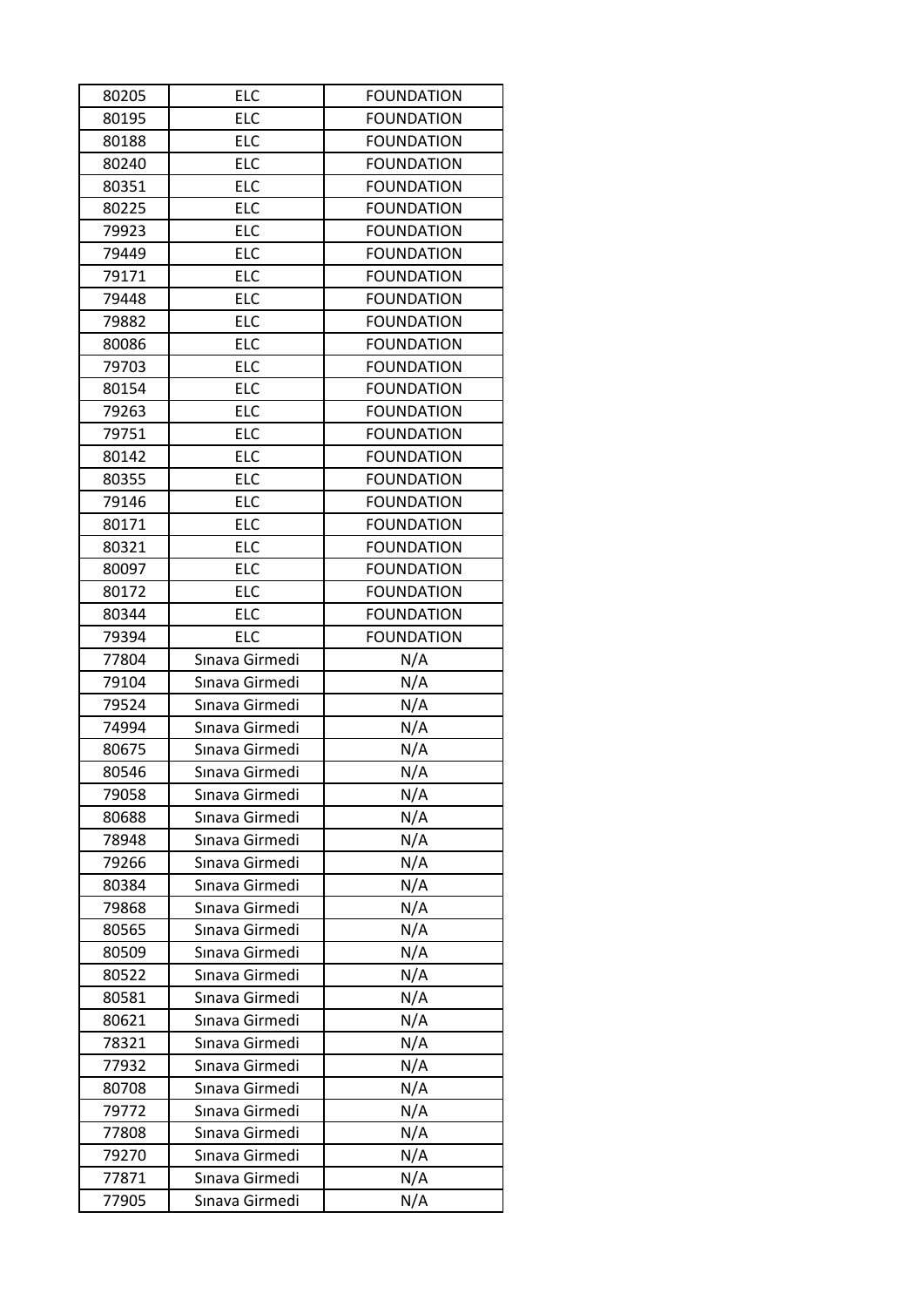| | | |
|---|---|---|
| 80205 | ELC | FOUNDATION |
| 80195 | ELC | FOUNDATION |
| 80188 | ELC | FOUNDATION |
| 80240 | ELC | FOUNDATION |
| 80351 | ELC | FOUNDATION |
| 80225 | ELC | FOUNDATION |
| 79923 | ELC | FOUNDATION |
| 79449 | ELC | FOUNDATION |
| 79171 | ELC | FOUNDATION |
| 79448 | ELC | FOUNDATION |
| 79882 | ELC | FOUNDATION |
| 80086 | ELC | FOUNDATION |
| 79703 | ELC | FOUNDATION |
| 80154 | ELC | FOUNDATION |
| 79263 | ELC | FOUNDATION |
| 79751 | ELC | FOUNDATION |
| 80142 | ELC | FOUNDATION |
| 80355 | ELC | FOUNDATION |
| 79146 | ELC | FOUNDATION |
| 80171 | ELC | FOUNDATION |
| 80321 | ELC | FOUNDATION |
| 80097 | ELC | FOUNDATION |
| 80172 | ELC | FOUNDATION |
| 80344 | ELC | FOUNDATION |
| 79394 | ELC | FOUNDATION |
| 77804 | Sınava Girmedi | N/A |
| 79104 | Sınava Girmedi | N/A |
| 79524 | Sınava Girmedi | N/A |
| 74994 | Sınava Girmedi | N/A |
| 80675 | Sınava Girmedi | N/A |
| 80546 | Sınava Girmedi | N/A |
| 79058 | Sınava Girmedi | N/A |
| 80688 | Sınava Girmedi | N/A |
| 78948 | Sınava Girmedi | N/A |
| 79266 | Sınava Girmedi | N/A |
| 80384 | Sınava Girmedi | N/A |
| 79868 | Sınava Girmedi | N/A |
| 80565 | Sınava Girmedi | N/A |
| 80509 | Sınava Girmedi | N/A |
| 80522 | Sınava Girmedi | N/A |
| 80581 | Sınava Girmedi | N/A |
| 80621 | Sınava Girmedi | N/A |
| 78321 | Sınava Girmedi | N/A |
| 77932 | Sınava Girmedi | N/A |
| 80708 | Sınava Girmedi | N/A |
| 79772 | Sınava Girmedi | N/A |
| 77808 | Sınava Girmedi | N/A |
| 79270 | Sınava Girmedi | N/A |
| 77871 | Sınava Girmedi | N/A |
| 77905 | Sınava Girmedi | N/A |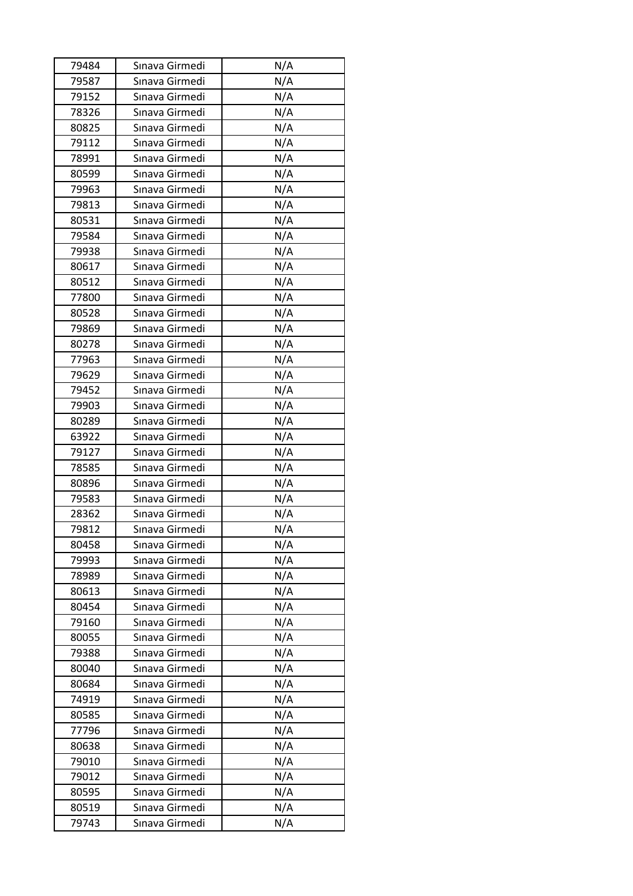| 79484 | Sınava Girmedi | N/A |
|---|---|---|
| 79587 | Sınava Girmedi | N/A |
| 79152 | Sınava Girmedi | N/A |
| 78326 | Sınava Girmedi | N/A |
| 80825 | Sınava Girmedi | N/A |
| 79112 | Sınava Girmedi | N/A |
| 78991 | Sınava Girmedi | N/A |
| 80599 | Sınava Girmedi | N/A |
| 79963 | Sınava Girmedi | N/A |
| 79813 | Sınava Girmedi | N/A |
| 80531 | Sınava Girmedi | N/A |
| 79584 | Sınava Girmedi | N/A |
| 79938 | Sınava Girmedi | N/A |
| 80617 | Sınava Girmedi | N/A |
| 80512 | Sınava Girmedi | N/A |
| 77800 | Sınava Girmedi | N/A |
| 80528 | Sınava Girmedi | N/A |
| 79869 | Sınava Girmedi | N/A |
| 80278 | Sınava Girmedi | N/A |
| 77963 | Sınava Girmedi | N/A |
| 79629 | Sınava Girmedi | N/A |
| 79452 | Sınava Girmedi | N/A |
| 79903 | Sınava Girmedi | N/A |
| 80289 | Sınava Girmedi | N/A |
| 63922 | Sınava Girmedi | N/A |
| 79127 | Sınava Girmedi | N/A |
| 78585 | Sınava Girmedi | N/A |
| 80896 | Sınava Girmedi | N/A |
| 79583 | Sınava Girmedi | N/A |
| 28362 | Sınava Girmedi | N/A |
| 79812 | Sınava Girmedi | N/A |
| 80458 | Sınava Girmedi | N/A |
| 79993 | Sınava Girmedi | N/A |
| 78989 | Sınava Girmedi | N/A |
| 80613 | Sınava Girmedi | N/A |
| 80454 | Sınava Girmedi | N/A |
| 79160 | Sınava Girmedi | N/A |
| 80055 | Sınava Girmedi | N/A |
| 79388 | Sınava Girmedi | N/A |
| 80040 | Sınava Girmedi | N/A |
| 80684 | Sınava Girmedi | N/A |
| 74919 | Sınava Girmedi | N/A |
| 80585 | Sınava Girmedi | N/A |
| 77796 | Sınava Girmedi | N/A |
| 80638 | Sınava Girmedi | N/A |
| 79010 | Sınava Girmedi | N/A |
| 79012 | Sınava Girmedi | N/A |
| 80595 | Sınava Girmedi | N/A |
| 80519 | Sınava Girmedi | N/A |
| 79743 | Sınava Girmedi | N/A |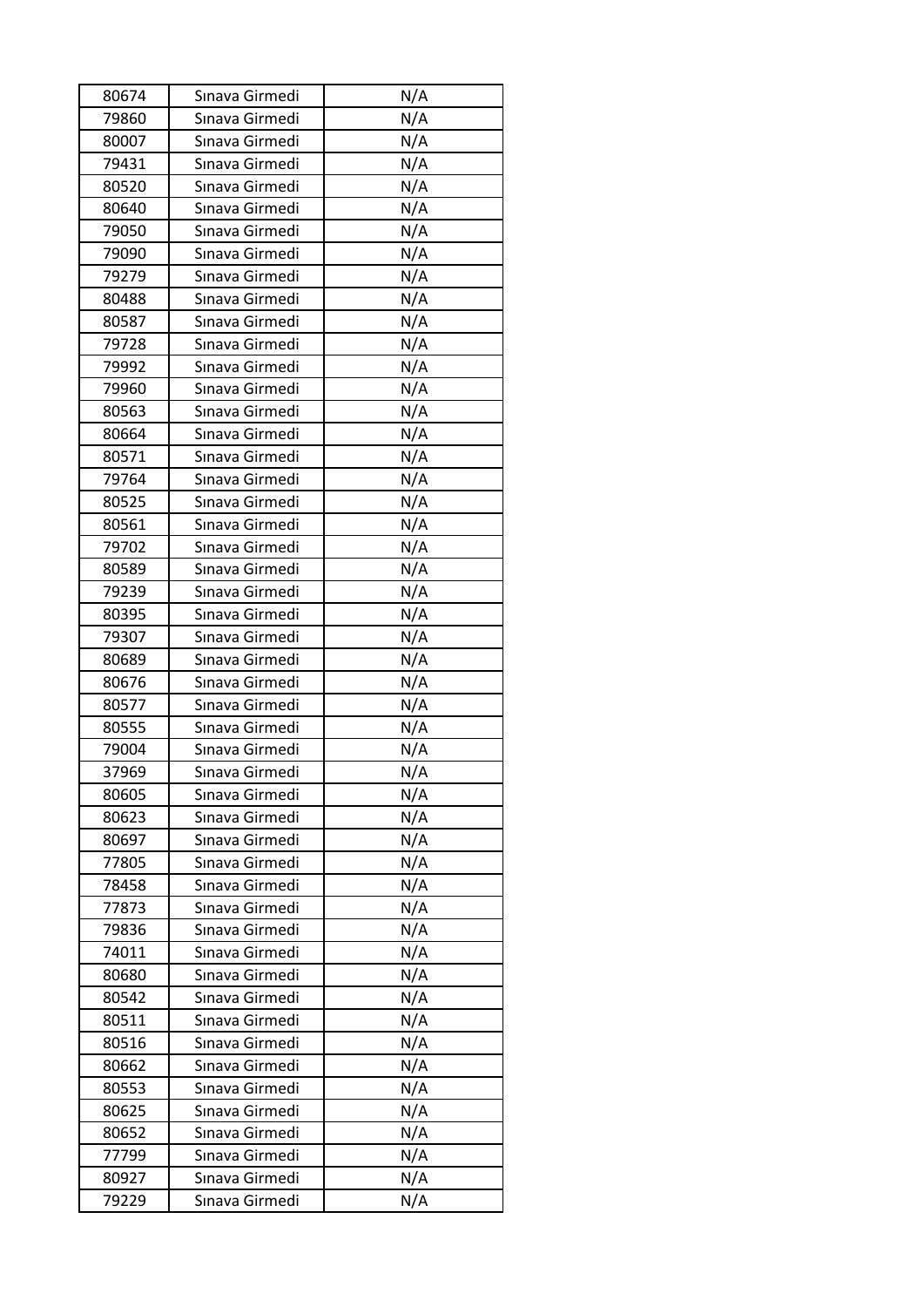| 80674 | Sınava Girmedi | N/A |
|---|---|---|
| 79860 | Sınava Girmedi | N/A |
| 80007 | Sınava Girmedi | N/A |
| 79431 | Sınava Girmedi | N/A |
| 80520 | Sınava Girmedi | N/A |
| 80640 | Sınava Girmedi | N/A |
| 79050 | Sınava Girmedi | N/A |
| 79090 | Sınava Girmedi | N/A |
| 79279 | Sınava Girmedi | N/A |
| 80488 | Sınava Girmedi | N/A |
| 80587 | Sınava Girmedi | N/A |
| 79728 | Sınava Girmedi | N/A |
| 79992 | Sınava Girmedi | N/A |
| 79960 | Sınava Girmedi | N/A |
| 80563 | Sınava Girmedi | N/A |
| 80664 | Sınava Girmedi | N/A |
| 80571 | Sınava Girmedi | N/A |
| 79764 | Sınava Girmedi | N/A |
| 80525 | Sınava Girmedi | N/A |
| 80561 | Sınava Girmedi | N/A |
| 79702 | Sınava Girmedi | N/A |
| 80589 | Sınava Girmedi | N/A |
| 79239 | Sınava Girmedi | N/A |
| 80395 | Sınava Girmedi | N/A |
| 79307 | Sınava Girmedi | N/A |
| 80689 | Sınava Girmedi | N/A |
| 80676 | Sınava Girmedi | N/A |
| 80577 | Sınava Girmedi | N/A |
| 80555 | Sınava Girmedi | N/A |
| 79004 | Sınava Girmedi | N/A |
| 37969 | Sınava Girmedi | N/A |
| 80605 | Sınava Girmedi | N/A |
| 80623 | Sınava Girmedi | N/A |
| 80697 | Sınava Girmedi | N/A |
| 77805 | Sınava Girmedi | N/A |
| 78458 | Sınava Girmedi | N/A |
| 77873 | Sınava Girmedi | N/A |
| 79836 | Sınava Girmedi | N/A |
| 74011 | Sınava Girmedi | N/A |
| 80680 | Sınava Girmedi | N/A |
| 80542 | Sınava Girmedi | N/A |
| 80511 | Sınava Girmedi | N/A |
| 80516 | Sınava Girmedi | N/A |
| 80662 | Sınava Girmedi | N/A |
| 80553 | Sınava Girmedi | N/A |
| 80625 | Sınava Girmedi | N/A |
| 80652 | Sınava Girmedi | N/A |
| 77799 | Sınava Girmedi | N/A |
| 80927 | Sınava Girmedi | N/A |
| 79229 | Sınava Girmedi | N/A |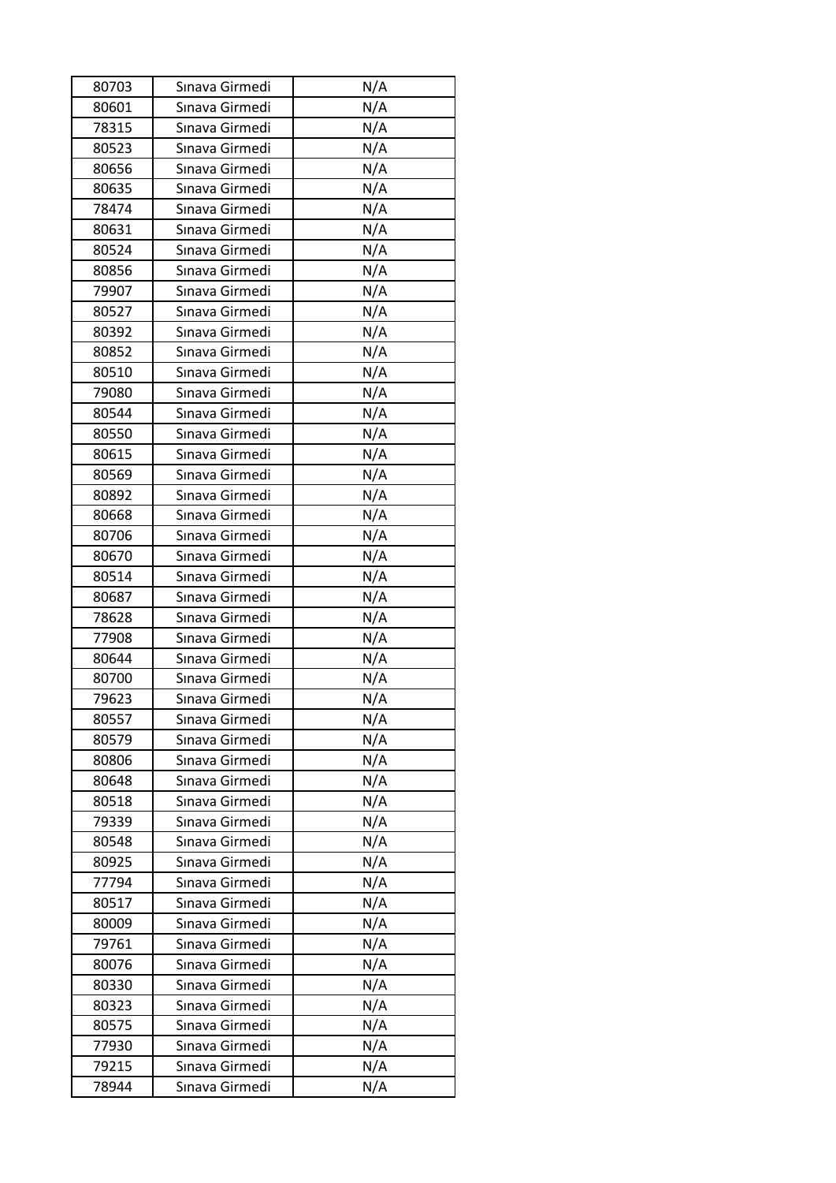| 80703 | Sınava Girmedi | N/A |
|---|---|---|
| 80601 | Sınava Girmedi | N/A |
| 78315 | Sınava Girmedi | N/A |
| 80523 | Sınava Girmedi | N/A |
| 80656 | Sınava Girmedi | N/A |
| 80635 | Sınava Girmedi | N/A |
| 78474 | Sınava Girmedi | N/A |
| 80631 | Sınava Girmedi | N/A |
| 80524 | Sınava Girmedi | N/A |
| 80856 | Sınava Girmedi | N/A |
| 79907 | Sınava Girmedi | N/A |
| 80527 | Sınava Girmedi | N/A |
| 80392 | Sınava Girmedi | N/A |
| 80852 | Sınava Girmedi | N/A |
| 80510 | Sınava Girmedi | N/A |
| 79080 | Sınava Girmedi | N/A |
| 80544 | Sınava Girmedi | N/A |
| 80550 | Sınava Girmedi | N/A |
| 80615 | Sınava Girmedi | N/A |
| 80569 | Sınava Girmedi | N/A |
| 80892 | Sınava Girmedi | N/A |
| 80668 | Sınava Girmedi | N/A |
| 80706 | Sınava Girmedi | N/A |
| 80670 | Sınava Girmedi | N/A |
| 80514 | Sınava Girmedi | N/A |
| 80687 | Sınava Girmedi | N/A |
| 78628 | Sınava Girmedi | N/A |
| 77908 | Sınava Girmedi | N/A |
| 80644 | Sınava Girmedi | N/A |
| 80700 | Sınava Girmedi | N/A |
| 79623 | Sınava Girmedi | N/A |
| 80557 | Sınava Girmedi | N/A |
| 80579 | Sınava Girmedi | N/A |
| 80806 | Sınava Girmedi | N/A |
| 80648 | Sınava Girmedi | N/A |
| 80518 | Sınava Girmedi | N/A |
| 79339 | Sınava Girmedi | N/A |
| 80548 | Sınava Girmedi | N/A |
| 80925 | Sınava Girmedi | N/A |
| 77794 | Sınava Girmedi | N/A |
| 80517 | Sınava Girmedi | N/A |
| 80009 | Sınava Girmedi | N/A |
| 79761 | Sınava Girmedi | N/A |
| 80076 | Sınava Girmedi | N/A |
| 80330 | Sınava Girmedi | N/A |
| 80323 | Sınava Girmedi | N/A |
| 80575 | Sınava Girmedi | N/A |
| 77930 | Sınava Girmedi | N/A |
| 79215 | Sınava Girmedi | N/A |
| 78944 | Sınava Girmedi | N/A |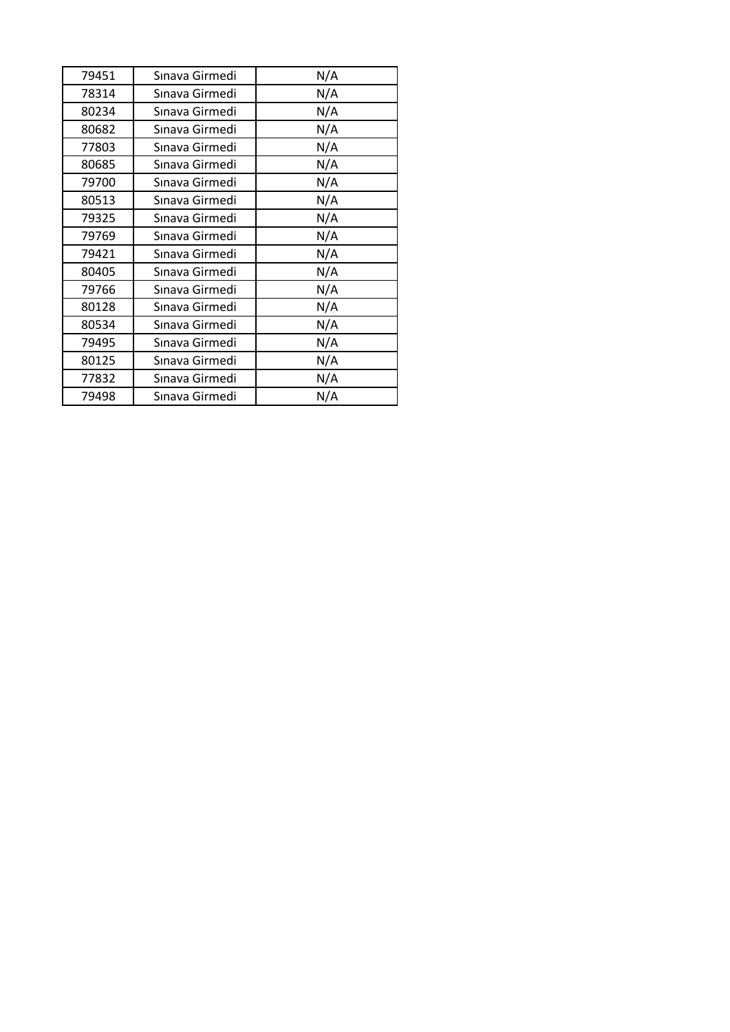| | | |
|---|---|---|
| 79451 | Sınava Girmedi | N/A |
| 78314 | Sınava Girmedi | N/A |
| 80234 | Sınava Girmedi | N/A |
| 80682 | Sınava Girmedi | N/A |
| 77803 | Sınava Girmedi | N/A |
| 80685 | Sınava Girmedi | N/A |
| 79700 | Sınava Girmedi | N/A |
| 80513 | Sınava Girmedi | N/A |
| 79325 | Sınava Girmedi | N/A |
| 79769 | Sınava Girmedi | N/A |
| 79421 | Sınava Girmedi | N/A |
| 80405 | Sınava Girmedi | N/A |
| 79766 | Sınava Girmedi | N/A |
| 80128 | Sınava Girmedi | N/A |
| 80534 | Sınava Girmedi | N/A |
| 79495 | Sınava Girmedi | N/A |
| 80125 | Sınava Girmedi | N/A |
| 77832 | Sınava Girmedi | N/A |
| 79498 | Sınava Girmedi | N/A |